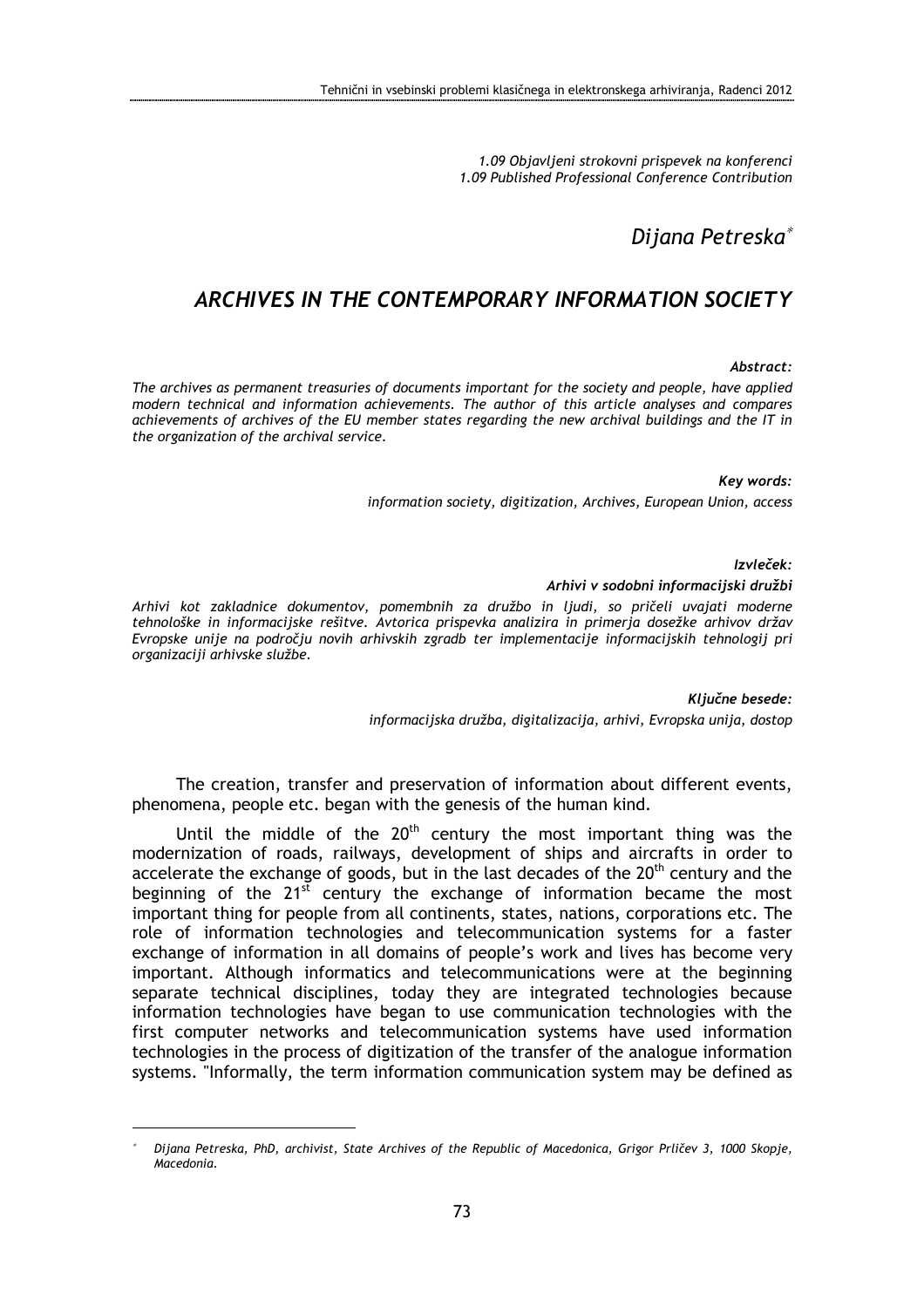*1.09 Objavljeni strokovni prispevek na konferenci*
*1.09 Published Professional Conference Contribution*

*Dijana Petreska*[*]

# *ARCHIVES IN THE CONTEMPORARY INFORMATION SOCIETY*

***Abstract:***

*The archives as permanent treasuries of documents important for the society and people, have applied modern technical and information achievements. The author of this article analyses and compares achievements of archives of the EU member states regarding the new archival buildings and the IT in the organization of the archival service.*

***Key words:***

*information society, digitization, Archives, European Union, access*

***Izvleček:***

***Arhivi v sodobni informacijski družbi***

*Arhivi kot zakladnice dokumentov, pomembnih za družbo in ljudi, so pričeli uvajati moderne tehnološke in informacijske rešitve. Avtorica prispevka analizira in primerja dosežke arhivov držav Evropske unije na področju novih arhivskih zgradb ter implementacije informacijskih tehnologij pri organizaciji arhivske službe.*

***Ključne besede:***

*informacijska družba, digitalizacija, arhivi, Evropska unija, dostop*

The creation, transfer and preservation of information about different events, phenomena, people etc. began with the genesis of the human kind.

Until the middle of the 20$^{th}$ century the most important thing was the modernization of roads, railways, development of ships and aircrafts in order to accelerate the exchange of goods, but in the last decades of the 20$^{th}$ century and the beginning of the 21$^{st}$ century the exchange of information became the most important thing for people from all continents, states, nations, corporations etc. The role of information technologies and telecommunication systems for a faster exchange of information in all domains of people's work and lives has become very important. Although informatics and telecommunications were at the beginning separate technical disciplines, today they are integrated technologies because information technologies have began to use communication technologies with the first computer networks and telecommunication systems have used information technologies in the process of digitization of the transfer of the analogue information systems. "Informally, the term information communication system may be defined as

---

[*] *Dijana Petreska, PhD, archivist, State Archives of the Republic of Macedonica, Grigor Prličev 3, 1000 Skopje, Macedonia.*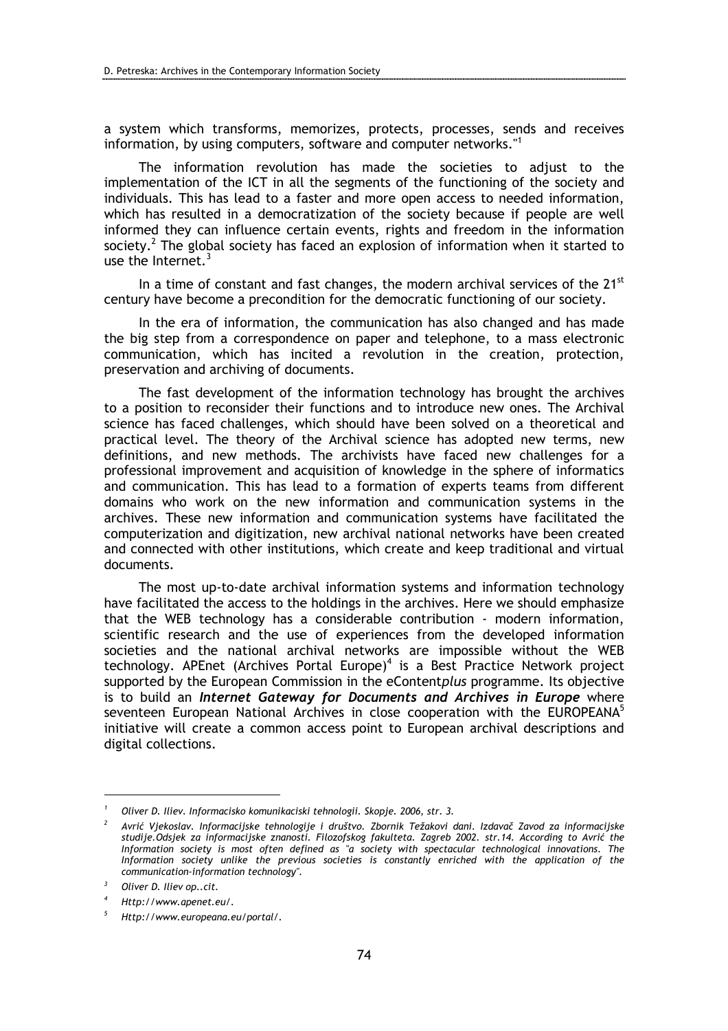a system which transforms, memorizes, protects, processes, sends and receives information, by using computers, software and computer networks."[1]

The information revolution has made the societies to adjust to the implementation of the ICT in all the segments of the functioning of the society and individuals. This has lead to a faster and more open access to needed information, which has resulted in a democratization of the society because if people are well informed they can influence certain events, rights and freedom in the information society.[2] The global society has faced an explosion of information when it started to use the Internet.[3]

In a time of constant and fast changes, the modern archival services of the 21st century have become a precondition for the democratic functioning of our society.

In the era of information, the communication has also changed and has made the big step from a correspondence on paper and telephone, to a mass electronic communication, which has incited a revolution in the creation, protection, preservation and archiving of documents.

The fast development of the information technology has brought the archives to a position to reconsider their functions and to introduce new ones. The Archival science has faced challenges, which should have been solved on a theoretical and practical level. The theory of the Archival science has adopted new terms, new definitions, and new methods. The archivists have faced new challenges for a professional improvement and acquisition of knowledge in the sphere of informatics and communication. This has lead to a formation of experts teams from different domains who work on the new information and communication systems in the archives. These new information and communication systems have facilitated the computerization and digitization, new archival national networks have been created and connected with other institutions, which create and keep traditional and virtual documents.

The most up-to-date archival information systems and information technology have facilitated the access to the holdings in the archives. Here we should emphasize that the WEB technology has a considerable contribution - modern information, scientific research and the use of experiences from the developed information societies and the national archival networks are impossible without the WEB technology. APEnet (Archives Portal Europe)[4] is a Best Practice Network project supported by the European Commission in the eContent*plus* programme. Its objective is to build an ***Internet Gateway for Documents and Archives in Europe*** where seventeen European National Archives in close cooperation with the EUROPEANA[5] initiative will create a common access point to European archival descriptions and digital collections.

---

[1] *Oliver D. Iliev. Informacisko komunikaciski tehnologii. Skopje. 2006, str. 3.*

[2] *Avrić Vjekoslav. Informacijske tehnologije i društvo. Zbornik Težakovi dani. Izdavač Zavod za informacijske studije.Odsjek za informacijske znanosti. Filozofskog fakulteta. Zagreb 2002. str.14. According to Avrić the Information society is most often defined as "a society with spectacular technological innovations. The Information society unlike the previous societies is constantly enriched with the application of the communication-information technology".*

[3] *Oliver D. Iliev op..cit.*

[4] *Http://www.apenet.eu/.*

[5] *Http://www.europeana.eu/portal/.*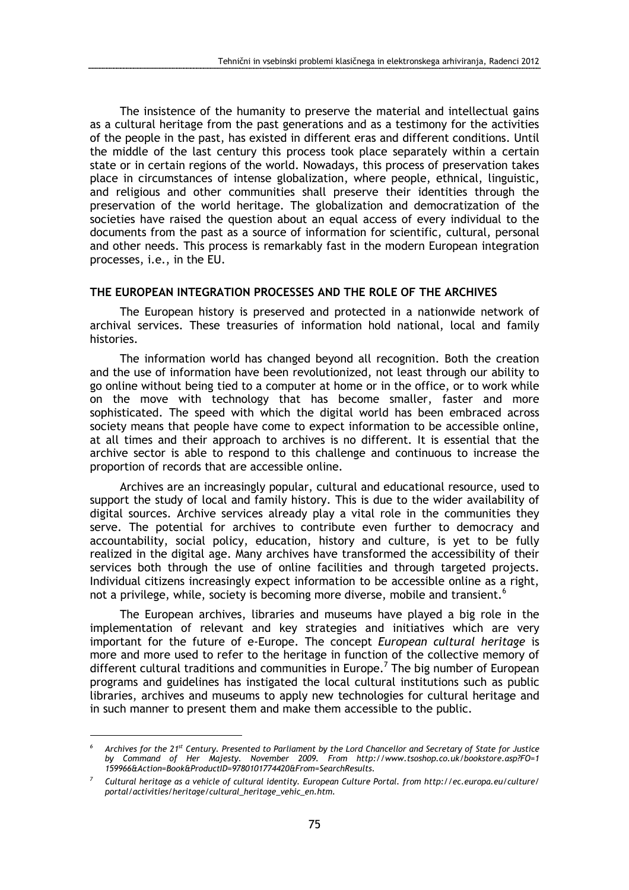The insistence of the humanity to preserve the material and intellectual gains as a cultural heritage from the past generations and as a testimony for the activities of the people in the past, has existed in different eras and different conditions. Until the middle of the last century this process took place separately within a certain state or in certain regions of the world. Nowadays, this process of preservation takes place in circumstances of intense globalization, where people, ethnical, linguistic, and religious and other communities shall preserve their identities through the preservation of the world heritage. The globalization and democratization of the societies have raised the question about an equal access of every individual to the documents from the past as a source of information for scientific, cultural, personal and other needs. This process is remarkably fast in the modern European integration processes, i.e., in the EU.

## THE EUROPEAN INTEGRATION PROCESSES AND THE ROLE OF THE ARCHIVES

The European history is preserved and protected in a nationwide network of archival services. These treasuries of information hold national, local and family histories.

The information world has changed beyond all recognition. Both the creation and the use of information have been revolutionized, not least through our ability to go online without being tied to a computer at home or in the office, or to work while on the move with technology that has become smaller, faster and more sophisticated. The speed with which the digital world has been embraced across society means that people have come to expect information to be accessible online, at all times and their approach to archives is no different. It is essential that the archive sector is able to respond to this challenge and continuous to increase the proportion of records that are accessible online.

Archives are an increasingly popular, cultural and educational resource, used to support the study of local and family history. This is due to the wider availability of digital sources. Archive services already play a vital role in the communities they serve. The potential for archives to contribute even further to democracy and accountability, social policy, education, history and culture, is yet to be fully realized in the digital age. Many archives have transformed the accessibility of their services both through the use of online facilities and through targeted projects. Individual citizens increasingly expect information to be accessible online as a right, not a privilege, while, society is becoming more diverse, mobile and transient.[6]

The European archives, libraries and museums have played a big role in the implementation of relevant and key strategies and initiatives which are very important for the future of e-Europe. The concept *European cultural heritage* is more and more used to refer to the heritage in function of the collective memory of different cultural traditions and communities in Europe.[7] The big number of European programs and guidelines has instigated the local cultural institutions such as public libraries, archives and museums to apply new technologies for cultural heritage and in such manner to present them and make them accessible to the public.

---

[6] *Archives for the 21st Century. Presented to Parliament by the Lord Chancellor and Secretary of State for Justice by Command of Her Majesty. November 2009. From http://www.tsoshop.co.uk/bookstore.asp?FO=1159966&Action=Book&ProductID=9780101774420&From=SearchResults.*

[7] *Cultural heritage as a vehicle of cultural identity. European Culture Portal. from http://ec.europa.eu/culture/portal/activities/heritage/cultural_heritage_vehic_en.htm.*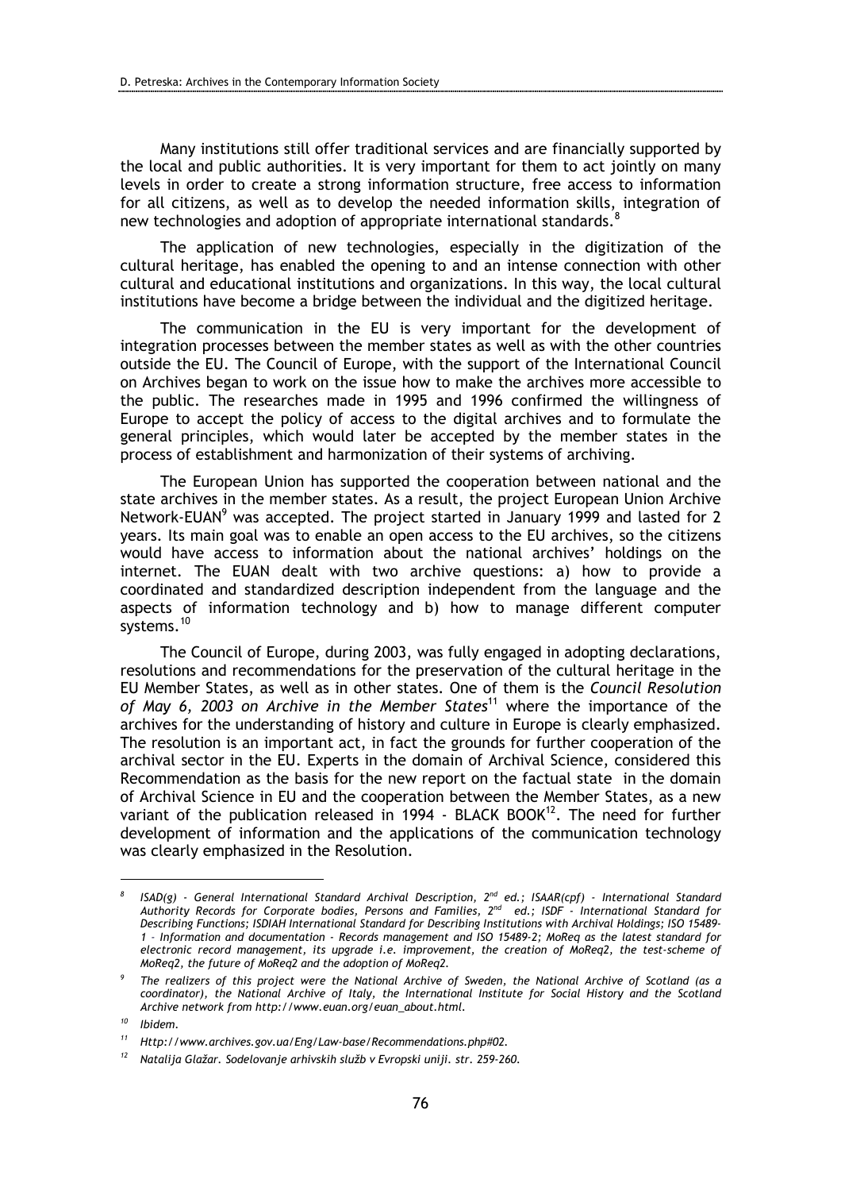Many institutions still offer traditional services and are financially supported by the local and public authorities. It is very important for them to act jointly on many levels in order to create a strong information structure, free access to information for all citizens, as well as to develop the needed information skills, integration of new technologies and adoption of appropriate international standards.[8]

The application of new technologies, especially in the digitization of the cultural heritage, has enabled the opening to and an intense connection with other cultural and educational institutions and organizations. In this way, the local cultural institutions have become a bridge between the individual and the digitized heritage.

The communication in the EU is very important for the development of integration processes between the member states as well as with the other countries outside the EU. The Council of Europe, with the support of the International Council on Archives began to work on the issue how to make the archives more accessible to the public. The researches made in 1995 and 1996 confirmed the willingness of Europe to accept the policy of access to the digital archives and to formulate the general principles, which would later be accepted by the member states in the process of establishment and harmonization of their systems of archiving.

The European Union has supported the cooperation between national and the state archives in the member states. As a result, the project European Union Archive Network-EUAN[9] was accepted. The project started in January 1999 and lasted for 2 years. Its main goal was to enable an open access to the EU archives, so the citizens would have access to information about the national archives' holdings on the internet. The EUAN dealt with two archive questions: a) how to provide a coordinated and standardized description independent from the language and the aspects of information technology and b) how to manage different computer systems.[10]

The Council of Europe, during 2003, was fully engaged in adopting declarations, resolutions and recommendations for the preservation of the cultural heritage in the EU Member States, as well as in other states. One of them is the *Council Resolution of May 6, 2003 on Archive in the Member States*[11] where the importance of the archives for the understanding of history and culture in Europe is clearly emphasized. The resolution is an important act, in fact the grounds for further cooperation of the archival sector in the EU. Experts in the domain of Archival Science, considered this Recommendation as the basis for the new report on the factual state in the domain of Archival Science in EU and the cooperation between the Member States, as a new variant of the publication released in 1994 - BLACK BOOK[12]. The need for further development of information and the applications of the communication technology was clearly emphasized in the Resolution.

---

[8] *ISAD(g) - General International Standard Archival Description, 2nd ed.; ISAAR(cpf) - International Standard Authority Records for Corporate bodies, Persons and Families, 2nd ed.; ISDF - International Standard for Describing Functions; ISDIAH International Standard for Describing Institutions with Archival Holdings; ISO 15489-1 - Information and documentation - Records management and ISO 15489-2; MoReq as the latest standard for electronic record management, its upgrade i.e. improvement, the creation of MoReq2, the test-scheme of MoReq2, the future of MoReq2 and the adoption of MoReq2.*

[9] *The realizers of this project were the National Archive of Sweden, the National Archive of Scotland (as a coordinator), the National Archive of Italy, the International Institute for Social History and the Scotland Archive network from http://www.euan.org/euan_about.html.*

[10] *Ibidem.*

[11] *Http://www.archives.gov.ua/Eng/Law-base/Recommendations.php#02.*

[12] *Natalija Glažar. Sodelovanje arhivskih služb v Evropski uniji. str. 259-260.*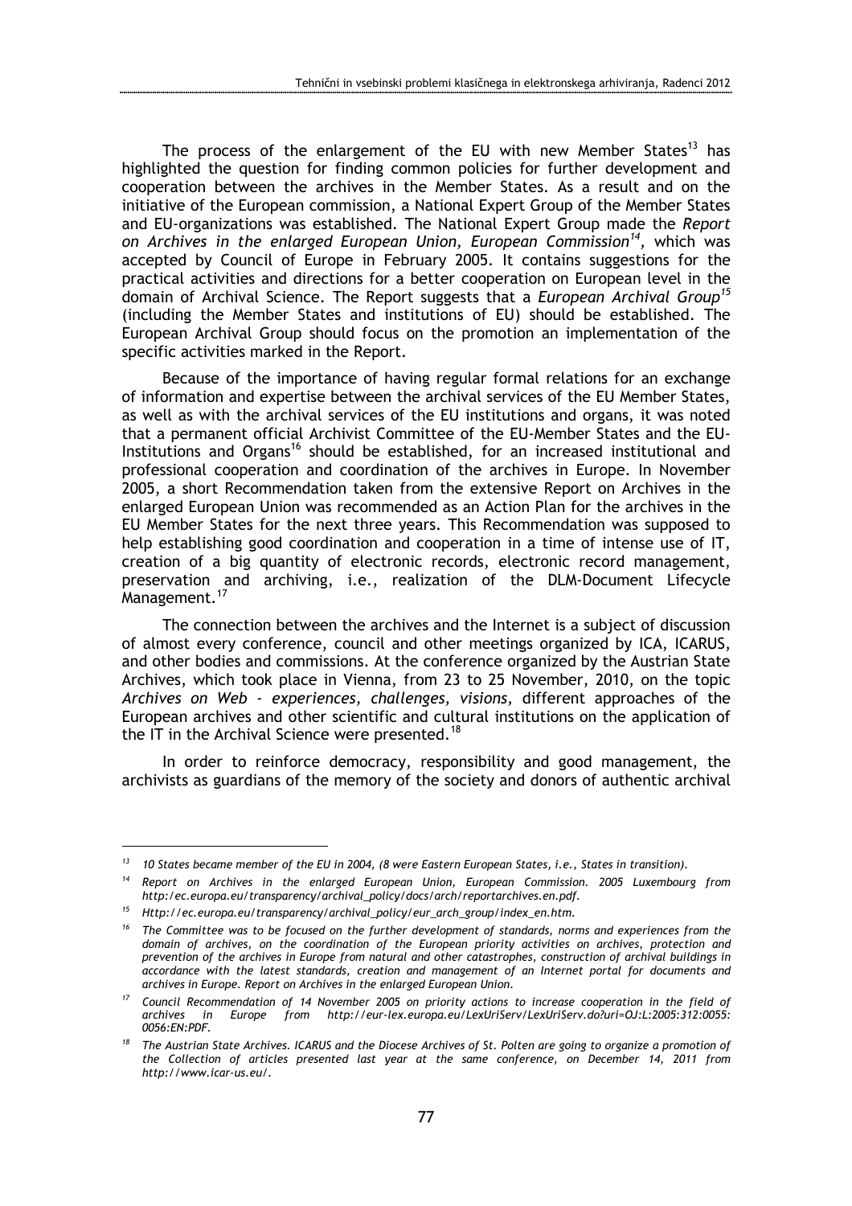The process of the enlargement of the EU with new Member States[13] has highlighted the question for finding common policies for further development and cooperation between the archives in the Member States. As a result and on the initiative of the European commission, a National Expert Group of the Member States and EU-organizations was established. The National Expert Group made the *Report on Archives in the enlarged European Union, European Commission*[14]*,* which was accepted by Council of Europe in February 2005. It contains suggestions for the practical activities and directions for a better cooperation on European level in the domain of Archival Science. The Report suggests that a *European Archival Group*[15] (including the Member States and institutions of EU) should be established. The European Archival Group should focus on the promotion an implementation of the specific activities marked in the Report.

Because of the importance of having regular formal relations for an exchange of information and expertise between the archival services of the EU Member States, as well as with the archival services of the EU institutions and organs, it was noted that a permanent official Archivist Committee of the EU-Member States and the EU-Institutions and Organs[16] should be established, for an increased institutional and professional cooperation and coordination of the archives in Europe. In November 2005, a short Recommendation taken from the extensive Report on Archives in the enlarged European Union was recommended as an Action Plan for the archives in the EU Member States for the next three years. This Recommendation was supposed to help establishing good coordination and cooperation in a time of intense use of IT, creation of a big quantity of electronic records, electronic record management, preservation and archiving, i.e., realization of the DLM-Document Lifecycle Management.[17]

The connection between the archives and the Internet is a subject of discussion of almost every conference, council and other meetings organized by ICA, ICARUS, and other bodies and commissions. At the conference organized by the Austrian State Archives, which took place in Vienna, from 23 to 25 November, 2010, on the topic *Archives on Web - experiences, challenges, visions,* different approaches of the European archives and other scientific and cultural institutions on the application of the IT in the Archival Science were presented.[18]

In order to reinforce democracy, responsibility and good management, the archivists as guardians of the memory of the society and donors of authentic archival

---

*[13] 10 States became member of the EU in 2004, (8 were Eastern European States, i.e., States in transition).*

*[14] Report on Archives in the enlarged European Union, European Commission. 2005 Luxembourg from http:/ec.europa.eu/transparency/archival_policy/docs/arch/reportarchives.en.pdf.*

*[15] Http://ec.europa.eu/transparency/archival_policy/eur_arch_group/index_en.htm.*

*[16] The Committee was to be focused on the further development of standards, norms and experiences from the domain of archives, on the coordination of the European priority activities on archives, protection and prevention of the archives in Europe from natural and other catastrophes, construction of archival buildings in accordance with the latest standards, creation and management of an Internet portal for documents and archives in Europe. Report on Archives in the enlarged European Union.*

*[17] Council Recommendation of 14 November 2005 on priority actions to increase cooperation in the field of archives in Europe from http://eur-lex.europa.eu/LexUriServ/LexUriServ.do?uri=OJ:L:2005:312:0055:0056:EN:PDF.*

*[18] The Austrian State Archives. ICARUS and the Diocese Archives of St. Polten are going to organize a promotion of the Collection of articles presented last year at the same conference, on December 14, 2011 from http://www.icar-us.eu/.*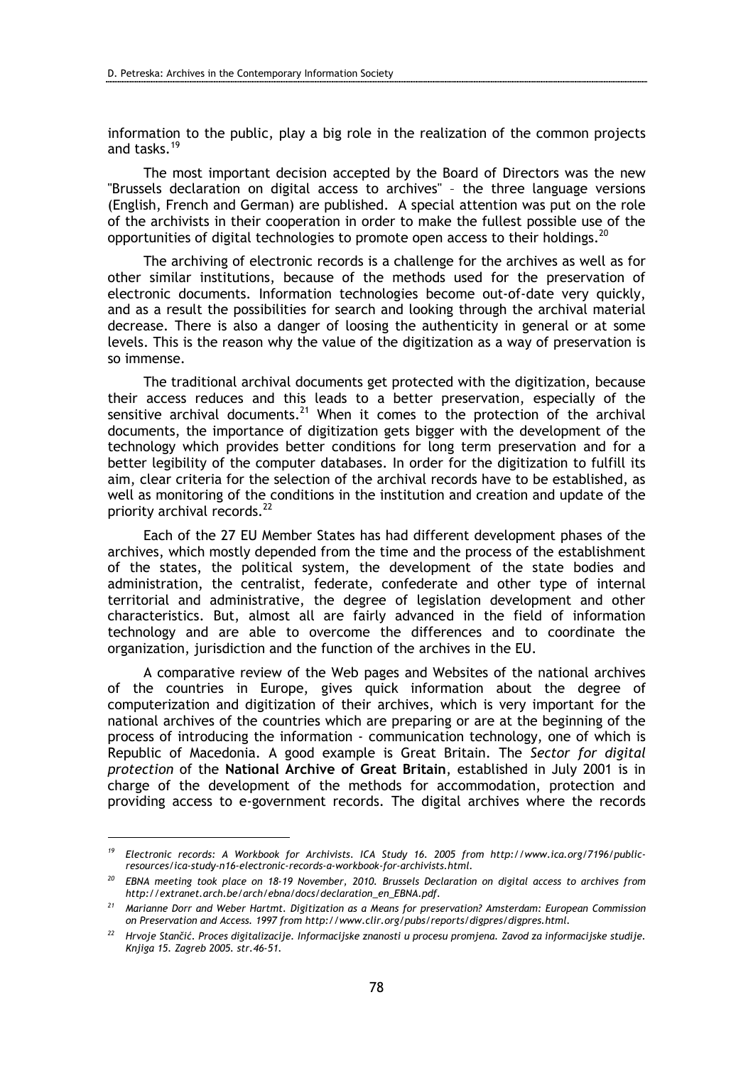information to the public, play a big role in the realization of the common projects and tasks.[19]

The most important decision accepted by the Board of Directors was the new "Brussels declaration on digital access to archives" – the three language versions (English, French and German) are published. A special attention was put on the role of the archivists in their cooperation in order to make the fullest possible use of the opportunities of digital technologies to promote open access to their holdings.[20]

The archiving of electronic records is a challenge for the archives as well as for other similar institutions, because of the methods used for the preservation of electronic documents. Information technologies become out-of-date very quickly, and as a result the possibilities for search and looking through the archival material decrease. There is also a danger of loosing the authenticity in general or at some levels. This is the reason why the value of the digitization as a way of preservation is so immense.

The traditional archival documents get protected with the digitization, because their access reduces and this leads to a better preservation, especially of the sensitive archival documents.[21] When it comes to the protection of the archival documents, the importance of digitization gets bigger with the development of the technology which provides better conditions for long term preservation and for a better legibility of the computer databases. In order for the digitization to fulfill its aim, clear criteria for the selection of the archival records have to be established, as well as monitoring of the conditions in the institution and creation and update of the priority archival records.[22]

Each of the 27 EU Member States has had different development phases of the archives, which mostly depended from the time and the process of the establishment of the states, the political system, the development of the state bodies and administration, the centralist, federate, confederate and other type of internal territorial and administrative, the degree of legislation development and other characteristics. But, almost all are fairly advanced in the field of information technology and are able to overcome the differences and to coordinate the organization, jurisdiction and the function of the archives in the EU.

A comparative review of the Web pages and Websites of the national archives of the countries in Europe, gives quick information about the degree of computerization and digitization of their archives, which is very important for the national archives of the countries which are preparing or are at the beginning of the process of introducing the information - communication technology, one of which is Republic of Macedonia. A good example is Great Britain. The *Sector for digital protection* of the **National Archive of Great Britain**, established in July 2001 is in charge of the development of the methods for accommodation, protection and providing access to e-government records. The digital archives where the records

---

[19] *Electronic records: A Workbook for Archivists. ICA Study 16. 2005 from http://www.ica.org/7196/public-resources/ica-study-n16-electronic-records-a-workbook-for-archivists.html.*

[20] *EBNA meeting took place on 18-19 November, 2010. Brussels Declaration on digital access to archives from http://extranet.arch.be/arch/ebna/docs/declaration_en_EBNA.pdf.*

[21] *Marianne Dorr and Weber Hartmt. Digitization as a Means for preservation? Amsterdam: European Commission on Preservation and Access. 1997 from http://www.clir.org/pubs/reports/digpres/digpres.html.*

[22] *Hrvoje Stančić. Proces digitalizacije. Informacijske znanosti u procesu promjena. Zavod za informacijske studije. Knjiga 15. Zagreb 2005. str.46-51.*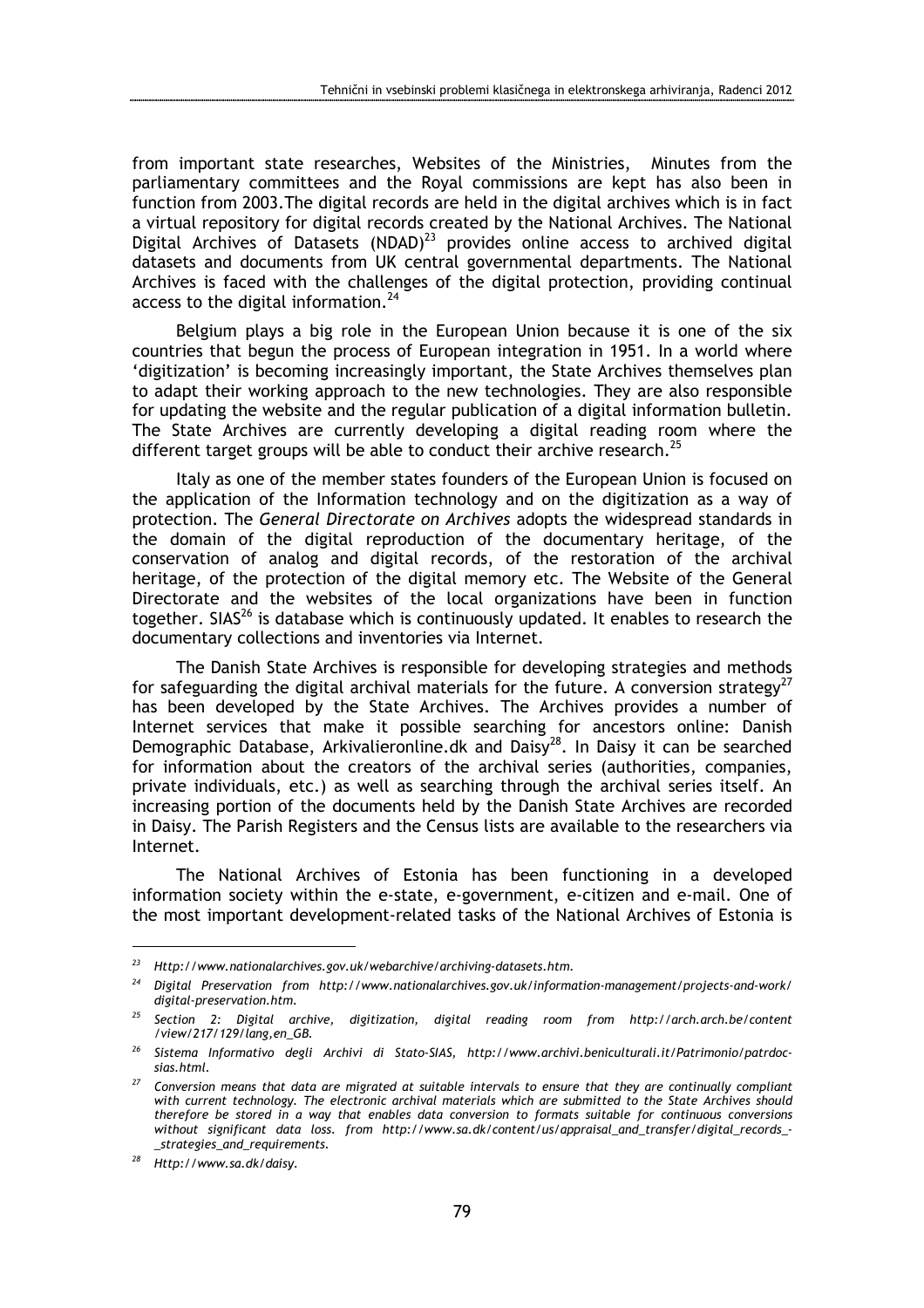from important state researches, Websites of the Ministries, Minutes from the parliamentary committees and the Royal commissions are kept has also been in function from 2003.The digital records are held in the digital archives which is in fact a virtual repository for digital records created by the National Archives. The National Digital Archives of Datasets (NDAD)[23] provides online access to archived digital datasets and documents from UK central governmental departments. The National Archives is faced with the challenges of the digital protection, providing continual access to the digital information.[24]

Belgium plays a big role in the European Union because it is one of the six countries that begun the process of European integration in 1951. In a world where 'digitization' is becoming increasingly important, the State Archives themselves plan to adapt their working approach to the new technologies. They are also responsible for updating the website and the regular publication of a digital information bulletin. The State Archives are currently developing a digital reading room where the different target groups will be able to conduct their archive research.[25]

Italy as one of the member states founders of the European Union is focused on the application of the Information technology and on the digitization as a way of protection. The *General Directorate on Archives* adopts the widespread standards in the domain of the digital reproduction of the documentary heritage, of the conservation of analog and digital records, of the restoration of the archival heritage, of the protection of the digital memory etc. The Website of the General Directorate and the websites of the local organizations have been in function together. SIAS[26] is database which is continuously updated. It enables to research the documentary collections and inventories via Internet.

The Danish State Archives is responsible for developing strategies and methods for safeguarding the digital archival materials for the future. A conversion strategy[27] has been developed by the State Archives. The Archives provides a number of Internet services that make it possible searching for ancestors online: Danish Demographic Database, Arkivalieronline.dk and Daisy[28]. In Daisy it can be searched for information about the creators of the archival series (authorities, companies, private individuals, etc.) as well as searching through the archival series itself. An increasing portion of the documents held by the Danish State Archives are recorded in Daisy. The Parish Registers and the Census lists are available to the researchers via Internet.

The National Archives of Estonia has been functioning in a developed information society within the e-state, e-government, e-citizen and e-mail. One of the most important development-related tasks of the National Archives of Estonia is

---

[23] *Http://www.nationalarchives.gov.uk/webarchive/archiving-datasets.htm.*

[24] *Digital Preservation from http://www.nationalarchives.gov.uk/information-management/projects-and-work/digital-preservation.htm.*

[25] *Section 2: Digital archive, digitization, digital reading room from http://arch.arch.be/content/view/217/129/lang,en_GB.*

[26] *Sistema Informativo degli Archivi di Stato-SIAS, http://www.archivi.beniculturali.it/Patrimonio/patrdoc-sias.html.*

[27] *Conversion means that data are migrated at suitable intervals to ensure that they are continually compliant with current technology. The electronic archival materials which are submitted to the State Archives should therefore be stored in a way that enables data conversion to formats suitable for continuous conversions without significant data loss. from http://www.sa.dk/content/us/appraisal_and_transfer/digital_records_-_strategies_and_requirements.*

[28] *Http://www.sa.dk/daisy.*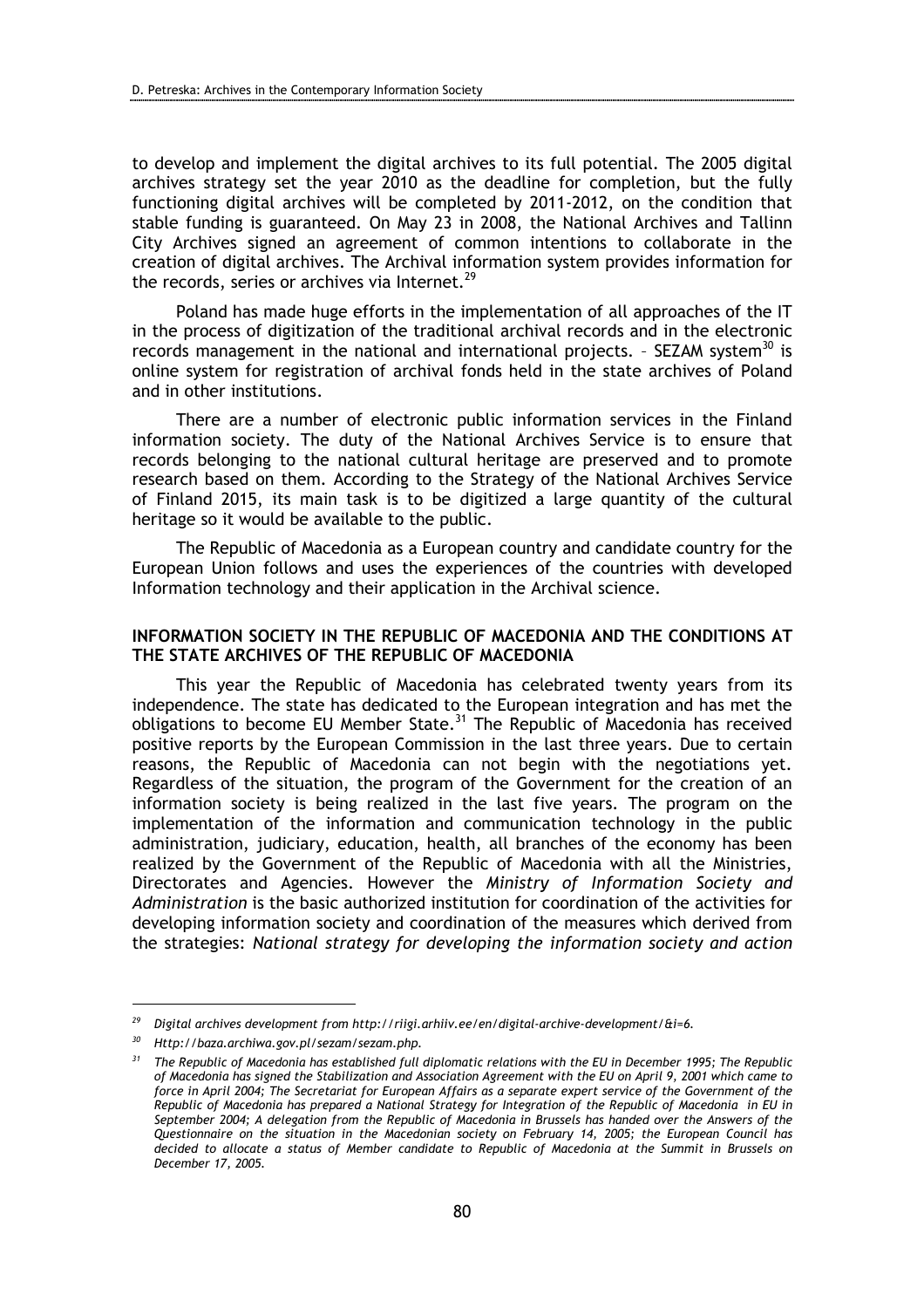to develop and implement the digital archives to its full potential. The 2005 digital archives strategy set the year 2010 as the deadline for completion, but the fully functioning digital archives will be completed by 2011-2012, on the condition that stable funding is guaranteed. On May 23 in 2008, the National Archives and Tallinn City Archives signed an agreement of common intentions to collaborate in the creation of digital archives. The Archival information system provides information for the records, series or archives via Internet.[29]

Poland has made huge efforts in the implementation of all approaches of the IT in the process of digitization of the traditional archival records and in the electronic records management in the national and international projects. – SEZAM system[30] is online system for registration of archival fonds held in the state archives of Poland and in other institutions.

There are a number of electronic public information services in the Finland information society. The duty of the National Archives Service is to ensure that records belonging to the national cultural heritage are preserved and to promote research based on them. According to the Strategy of the National Archives Service of Finland 2015, its main task is to be digitized a large quantity of the cultural heritage so it would be available to the public.

The Republic of Macedonia as a European country and candidate country for the European Union follows and uses the experiences of the countries with developed Information technology and their application in the Archival science.

## INFORMATION SOCIETY IN THE REPUBLIC OF MACEDONIA AND THE CONDITIONS AT THE STATE ARCHIVES OF THE REPUBLIC OF MACEDONIA

This year the Republic of Macedonia has celebrated twenty years from its independence. The state has dedicated to the European integration and has met the obligations to become EU Member State.[31] The Republic of Macedonia has received positive reports by the European Commission in the last three years. Due to certain reasons, the Republic of Macedonia can not begin with the negotiations yet. Regardless of the situation, the program of the Government for the creation of an information society is being realized in the last five years. The program on the implementation of the information and communication technology in the public administration, judiciary, education, health, all branches of the economy has been realized by the Government of the Republic of Macedonia with all the Ministries, Directorates and Agencies. However the *Ministry of Information Society and Administration* is the basic authorized institution for coordination of the activities for developing information society and coordination of the measures which derived from the strategies: *National strategy for developing the information society and action*

---

[29] *Digital archives development from http://riigi.arhiiv.ee/en/digital-archive-development/&i=6.*

[30] *Http://baza.archiwa.gov.pl/sezam/sezam.php.*

[31] *The Republic of Macedonia has established full diplomatic relations with the EU in December 1995; The Republic of Macedonia has signed the Stabilization and Association Agreement with the EU on April 9, 2001 which came to force in April 2004; The Secretariat for European Affairs as a separate expert service of the Government of the Republic of Macedonia has prepared a National Strategy for Integration of the Republic of Macedonia in EU in September 2004; A delegation from the Republic of Macedonia in Brussels has handed over the Answers of the Questionnaire on the situation in the Macedonian society on February 14, 2005; the European Council has decided to allocate a status of Member candidate to Republic of Macedonia at the Summit in Brussels on December 17, 2005.*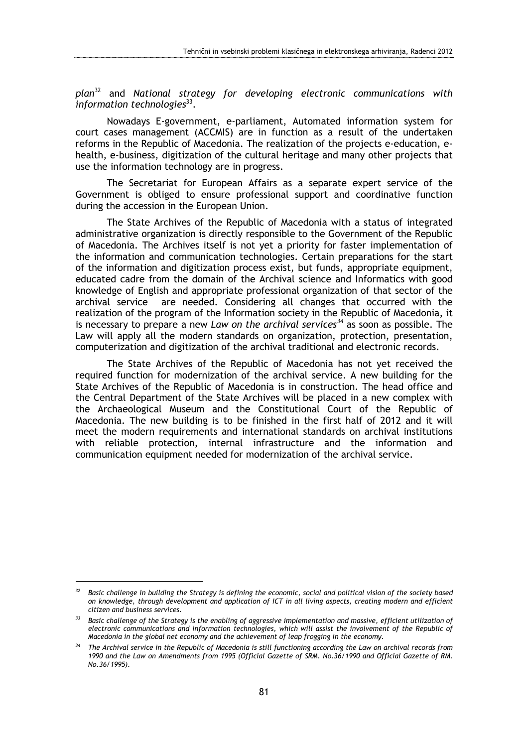*plan*[32] and *National strategy for developing electronic communications with information technologies*[33].

Nowadays E-government, e-parliament, Automated information system for court cases management (ACCMIS) are in function as a result of the undertaken reforms in the Republic of Macedonia. The realization of the projects e-education, e-health, e-business, digitization of the cultural heritage and many other projects that use the information technology are in progress.

The Secretariat for European Affairs as a separate expert service of the Government is obliged to ensure professional support and coordinative function during the accession in the European Union.

The State Archives of the Republic of Macedonia with a status of integrated administrative organization is directly responsible to the Government of the Republic of Macedonia. The Archives itself is not yet a priority for faster implementation of the information and communication technologies. Certain preparations for the start of the information and digitization process exist, but funds, appropriate equipment, educated cadre from the domain of the Archival science and Informatics with good knowledge of English and appropriate professional organization of that sector of the archival service are needed. Considering all changes that occurred with the realization of the program of the Information society in the Republic of Macedonia, it is necessary to prepare a new *Law on the archival services*[34] as soon as possible. The Law will apply all the modern standards on organization, protection, presentation, computerization and digitization of the archival traditional and electronic records.

The State Archives of the Republic of Macedonia has not yet received the required function for modernization of the archival service. A new building for the State Archives of the Republic of Macedonia is in construction. The head office and the Central Department of the State Archives will be placed in a new complex with the Archaeological Museum and the Constitutional Court of the Republic of Macedonia. The new building is to be finished in the first half of 2012 and it will meet the modern requirements and international standards on archival institutions with reliable protection, internal infrastructure and the information and communication equipment needed for modernization of the archival service.

---

[32] *Basic challenge in building the Strategy is defining the economic, social and political vision of the society based on knowledge, through development and application of ICT in all living aspects, creating modern and efficient citizen and business services.*

[33] *Basic challenge of the Strategy is the enabling of aggressive implementation and massive, efficient utilization of electronic communications and information technologies, which will assist the involvement of the Republic of Macedonia in the global net economy and the achievement of leap frogging in the economy.*

[34] *The Archival service in the Republic of Macedonia is still functioning according the Law on archival records from 1990 and the Law on Amendments from 1995 (Official Gazette of SRM. No.36/1990 and Official Gazette of RM. No.36/1995).*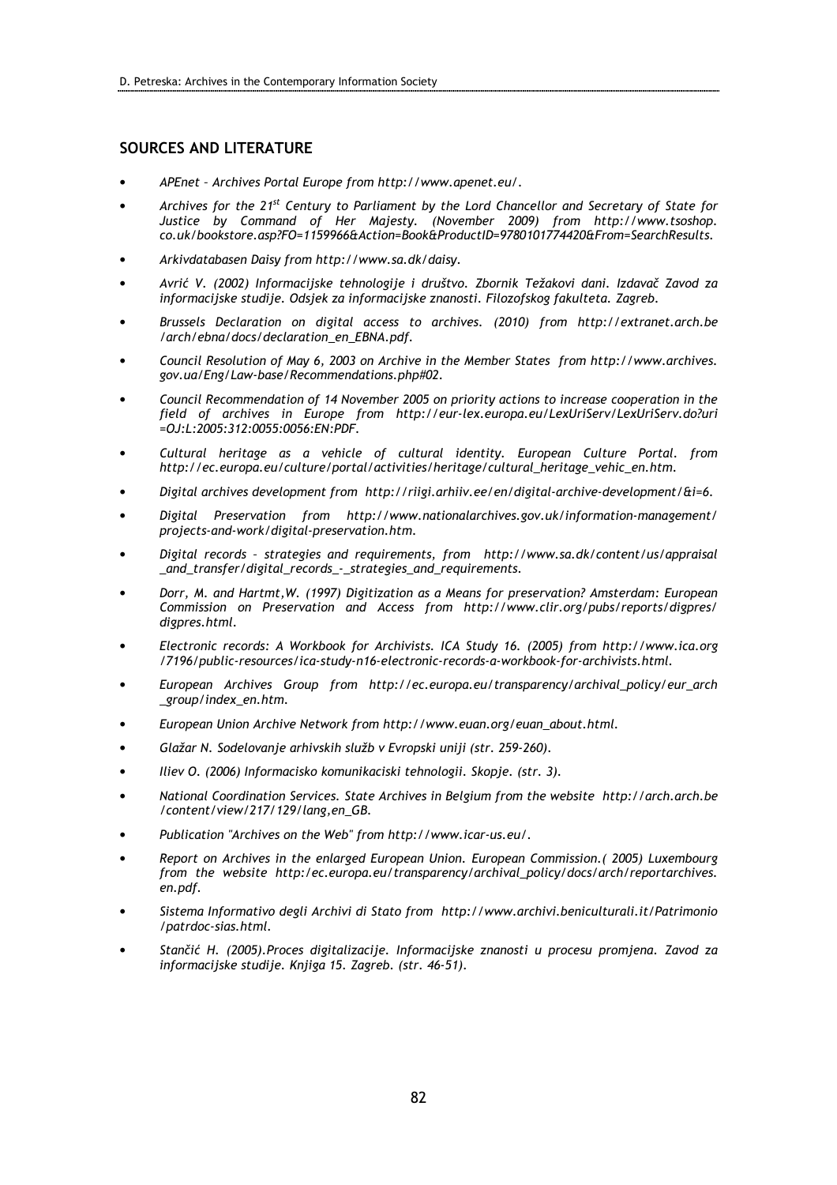## SOURCES AND LITERATURE

- *APEnet – Archives Portal Europe from http://www.apenet.eu/.*
- *Archives for the 21st Century to Parliament by the Lord Chancellor and Secretary of State for Justice by Command of Her Majesty. (November 2009) from http://www.tsoshop.co.uk/bookstore.asp?FO=1159966&Action=Book&ProductID=9780101774420&From=SearchResults.*
- *Arkivdatabasen Daisy from http://www.sa.dk/daisy.*
- *Avrić V. (2002) Informacijske tehnologije i društvo. Zbornik Težakovi dani. Izdavač Zavod za informacijske studije. Odsjek za informacijske znanosti. Filozofskog fakulteta. Zagreb.*
- *Brussels Declaration on digital access to archives. (2010) from http://extranet.arch.be/arch/ebna/docs/declaration_en_EBNA.pdf.*
- *Council Resolution of May 6, 2003 on Archive in the Member States from http://www.archives.gov.ua/Eng/Law-base/Recommendations.php#02.*
- *Council Recommendation of 14 November 2005 on priority actions to increase cooperation in the field of archives in Europe from http://eur-lex.europa.eu/LexUriServ/LexUriServ.do?uri=OJ:L:2005:312:0055:0056:EN:PDF.*
- *Cultural heritage as a vehicle of cultural identity. European Culture Portal. from http://ec.europa.eu/culture/portal/activities/heritage/cultural_heritage_vehic_en.htm.*
- *Digital archives development from http://riigi.arhiiv.ee/en/digital-archive-development/&i=6.*
- *Digital Preservation from http://www.nationalarchives.gov.uk/information-management/projects-and-work/digital-preservation.htm.*
- *Digital records – strategies and requirements, from http://www.sa.dk/content/us/appraisal_and_transfer/digital_records_-_strategies_and_requirements.*
- *Dorr, M. and Hartmt,W. (1997) Digitization as a Means for preservation? Amsterdam: European Commission on Preservation and Access from http://www.clir.org/pubs/reports/digpres/digpres.html.*
- *Electronic records: A Workbook for Archivists. ICA Study 16. (2005) from http://www.ica.org/7196/public-resources/ica-study-n16-electronic-records-a-workbook-for-archivists.html.*
- *European Archives Group from http://ec.europa.eu/transparency/archival_policy/eur_arch_group/index_en.htm.*
- *European Union Archive Network from http://www.euan.org/euan_about.html.*
- *Glažar N. Sodelovanje arhivskih služb v Evropski uniji (str. 259-260).*
- *Iliev O. (2006) Informacisko komunikaciski tehnologii. Skopje. (str. 3).*
- *National Coordination Services. State Archives in Belgium from the website http://arch.arch.be/content/view/217/129/lang,en_GB.*
- *Publication "Archives on the Web" from http://www.icar-us.eu/.*
- *Report on Archives in the enlarged European Union. European Commission.( 2005) Luxembourg from the website http:/ec.europa.eu/transparency/archival_policy/docs/arch/reportarchives.en.pdf.*
- *Sistema Informativo degli Archivi di Stato from http://www.archivi.beniculturali.it/Patrimonio/patrdoc-sias.html.*
- *Stančić H. (2005).Proces digitalizacije. Informacijske znanosti u procesu promjena. Zavod za informacijske studije. Knjiga 15. Zagreb. (str. 46-51).*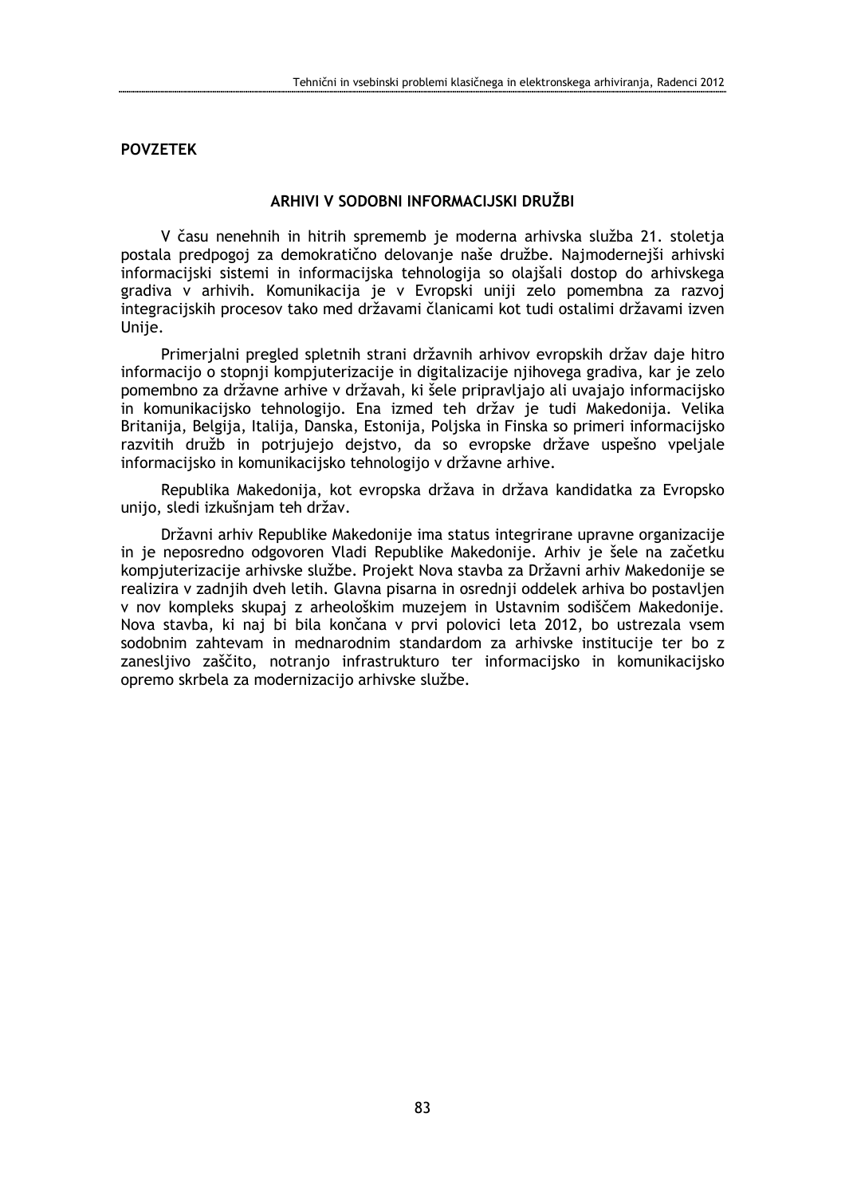**POVZETEK**

## ARHIVI V SODOBNI INFORMACIJSKI DRUŽBI

V času nenehnih in hitrih sprememb je moderna arhivska služba 21. stoletja postala predpogoj za demokratično delovanje naše družbe. Najmodernejši arhivski informacijski sistemi in informacijska tehnologija so olajšali dostop do arhivskega gradiva v arhivih. Komunikacija je v Evropski uniji zelo pomembna za razvoj integracijskih procesov tako med državami članicami kot tudi ostalimi državami izven Unije.

Primerjalni pregled spletnih strani državnih arhivov evropskih držav daje hitro informacijo o stopnji kompjuterizacije in digitalizacije njihovega gradiva, kar je zelo pomembno za državne arhive v državah, ki šele pripravljajo ali uvajajo informacijsko in komunikacijsko tehnologijo. Ena izmed teh držav je tudi Makedonija. Velika Britanija, Belgija, Italija, Danska, Estonija, Poljska in Finska so primeri informacijsko razvitih družb in potrjujejo dejstvo, da so evropske države uspešno vpeljale informacijsko in komunikacijsko tehnologijo v državne arhive.

Republika Makedonija, kot evropska država in država kandidatka za Evropsko unijo, sledi izkušnjam teh držav.

Državni arhiv Republike Makedonije ima status integrirane upravne organizacije in je neposredno odgovoren Vladi Republike Makedonije. Arhiv je šele na začetku kompjuterizacije arhivske službe. Projekt Nova stavba za Državni arhiv Makedonije se realizira v zadnjih dveh letih. Glavna pisarna in osrednji oddelek arhiva bo postavljen v nov kompleks skupaj z arheološkim muzejem in Ustavnim sodiščem Makedonije. Nova stavba, ki naj bi bila končana v prvi polovici leta 2012, bo ustrezala vsem sodobnim zahtevam in mednarodnim standardom za arhivske institucije ter bo z zanesljivo zaščito, notranjo infrastrukturo ter informacijsko in komunikacijsko opremo skrbela za modernizacijo arhivske službe.